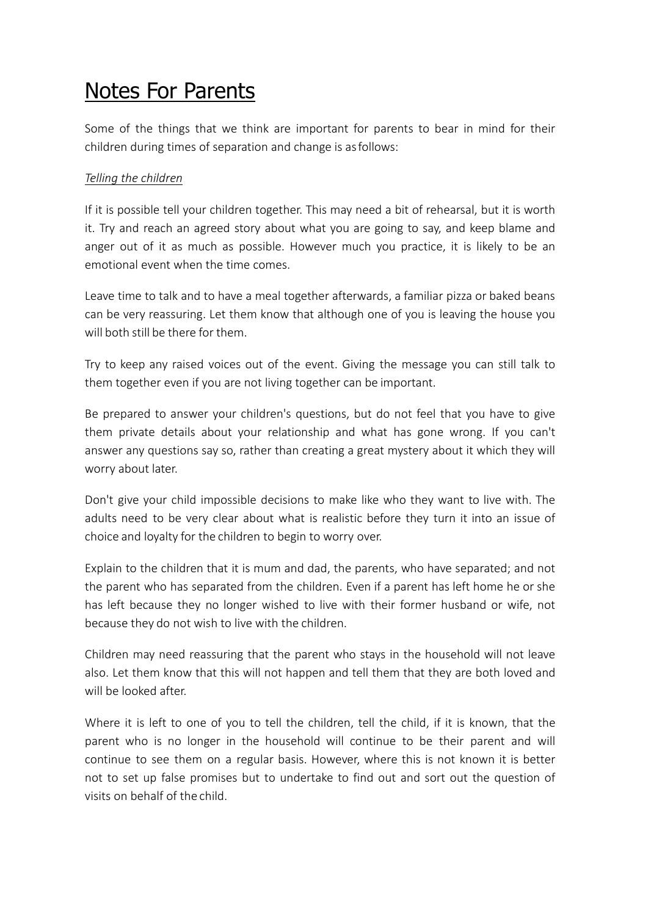# Notes For Parents

Some of the things that we think are important for parents to bear in mind for their children during times of separation and change is as follows:

*Telling the children*

If it is possible tell your children together. This may need a bit of rehearsal, but it is worth it. Try and reach an agreed story about what you are going to say, and keep blame and anger out of it as much as possible. However much you practice, it is likely to be an emotional event when the time comes.

Leave time to talk and to have a meal together afterwards, a familiar pizza or baked beans can be very reassuring. Let them know that although one of you is leaving the house you will both still be there for them.

Try to keep any raised voices out of the event. Giving the message you can still talk to them together even if you are not living together can be important.

Be prepared to answer your children's questions, but do not feel that you have to give them private details about your relationship and what has gone wrong. If you can't answer any questions say so, rather than creating a great mystery about it which they will worry about later.

Don't give your child impossible decisions to make like who they want to live with. The adults need to be very clear about what is realistic before they turn it into an issue of choice and loyalty for the children to begin to worry over.

Explain to the children that it is mum and dad, the parents, who have separated; and not the parent who has separated from the children. Even if a parent has left home he or she has left because they no longer wished to live with their former husband or wife, not because they do not wish to live with the children.

Children may need reassuring that the parent who stays in the household will not leave also. Let them know that this will not happen and tell them that they are both loved and will be looked after.

Where it is left to one of you to tell the children, tell the child, if it is known, that the parent who is no longer in the household will continue to be their parent and will continue to see them on a regular basis. However, where this is not known it is better not to set up false promises but to undertake to find out and sort out the question of visits on behalf of the child.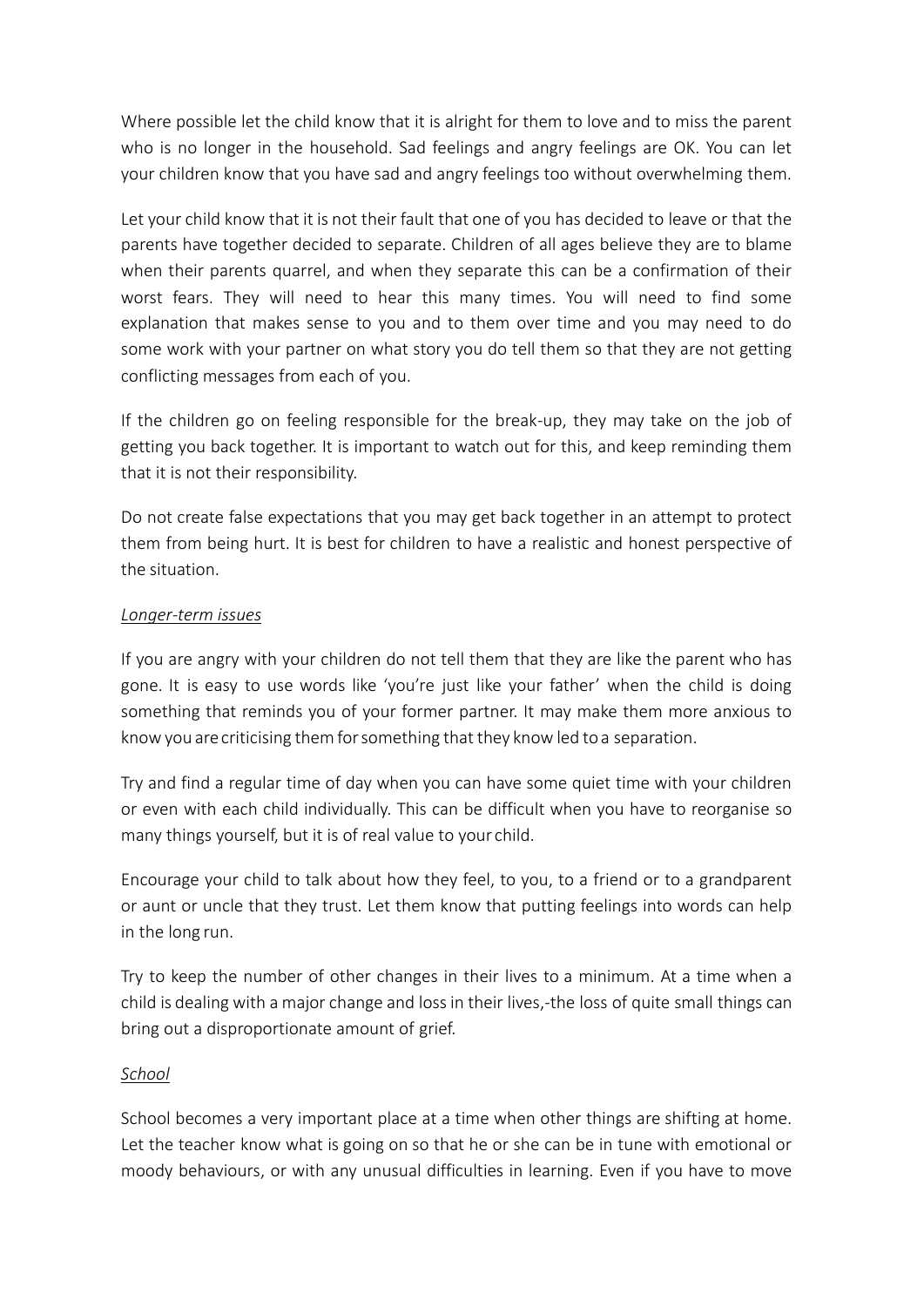Where possible let the child know that it is alright for them to love and to miss the parent who is no longer in the household. Sad feelings and angry feelings are OK. You can let your children know that you have sad and angry feelings too without overwhelming them.

Let your child know that it is not their fault that one of you has decided to leave or that the parents have together decided to separate. Children of all ages believe they are to blame when their parents quarrel, and when they separate this can be a confirmation of their worst fears. They will need to hear this many times. You will need to find some explanation that makes sense to you and to them over time and you may need to do some work with your partner on what story you do tell them so that they are not getting conflicting messages from each of you.

If the children go on feeling responsible for the break-up, they may take on the job of getting you back together. It is important to watch out for this, and keep reminding them that it is not their responsibility.

Do not create false expectations that you may get back together in an attempt to protect them from being hurt. It is best for children to have a realistic and honest perspective of the situation.

*Longer-term issues*

If you are angry with your children do not tell them that they are like the parent who has gone. It is easy to use words like 'you're just like your father' when the child is doing something that reminds you of your former partner. It may make them more anxious to know you are criticising them for something that they know led to a separation.

Try and find a regular time of day when you can have some quiet time with your children or even with each child individually. This can be difficult when you have to reorganise so many things yourself, but it is of real value to your child.

Encourage your child to talk about how they feel, to you, to a friend or to a grandparent or aunt or uncle that they trust. Let them know that putting feelings into words can help in the long run.

Try to keep the number of other changes in their lives to a minimum. At a time when a child is dealing with a major change and loss in their lives,-the loss of quite small things can bring out a disproportionate amount of grief.

*School*

School becomes a very important place at a time when other things are shifting at home. Let the teacher know what is going on so that he or she can be in tune with emotional or moody behaviours, or with any unusual difficulties in learning. Even if you have to move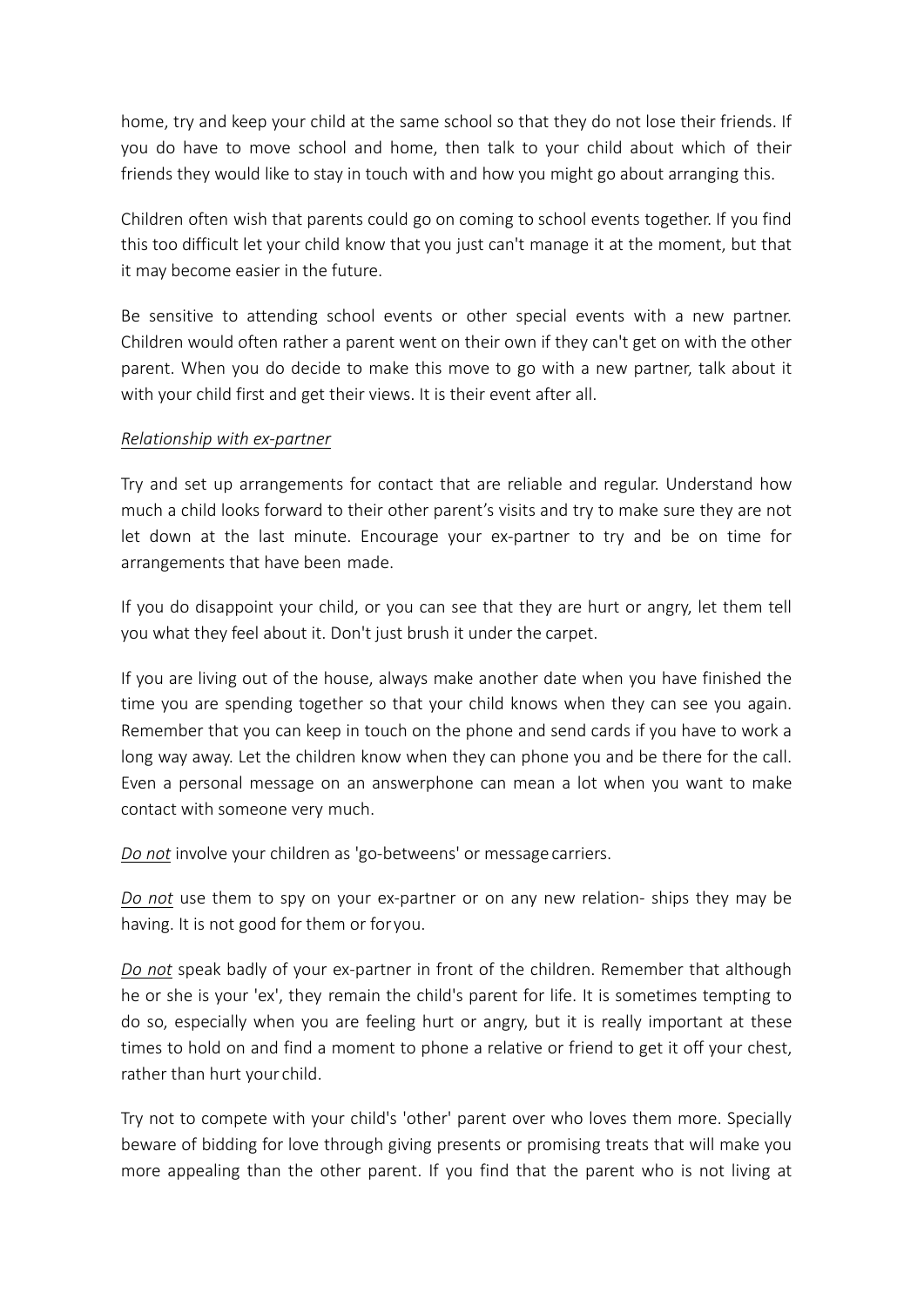home, try and keep your child at the same school so that they do not lose their friends. If you do have to move school and home, then talk to your child about which of their friends they would like to stay in touch with and how you might go about arranging this.

Children often wish that parents could go on coming to school events together. If you find this too difficult let your child know that you just can't manage it at the moment, but that it may become easier in the future.

Be sensitive to attending school events or other special events with a new partner. Children would often rather a parent went on their own if they can't get on with the other parent. When you do decide to make this move to go with a new partner, talk about it with your child first and get their views. It is their event after all.

*Relationship with ex-partner*

Try and set up arrangements for contact that are reliable and regular. Understand how much a child looks forward to their other parent's visits and try to make sure they are not let down at the last minute. Encourage your ex-partner to try and be on time for arrangements that have been made.

If you do disappoint your child, or you can see that they are hurt or angry, let them tell you what they feel about it. Don't just brush it under the carpet.

If you are living out of the house, always make another date when you have finished the time you are spending together so that your child knows when they can see you again. Remember that you can keep in touch on the phone and send cards if you have to work a long way away. Let the children know when they can phone you and be there for the call. Even a personal message on an answerphone can mean a lot when you want to make contact with someone very much.

*Do not* involve your children as 'go-betweens' or message carriers.

*Do not* use them to spy on your ex-partner or on any new relation- ships they may be having. It is not good for them or for you.

*Do not* speak badly of your ex-partner in front of the children. Remember that although he or she is your 'ex', they remain the child's parent for life. It is sometimes tempting to do so, especially when you are feeling hurt or angry, but it is really important at these times to hold on and find a moment to phone a relative or friend to get it off your chest, rather than hurt your child.

Try not to compete with your child's 'other' parent over who loves them more. Specially beware of bidding for love through giving presents or promising treats that will make you more appealing than the other parent. If you find that the parent who is not living at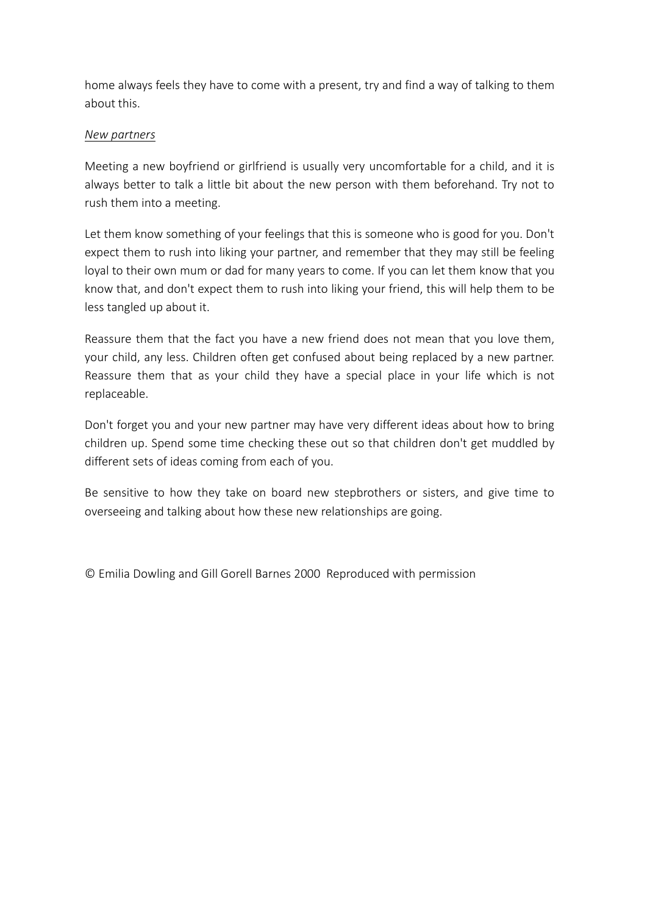home always feels they have to come with a present, try and find a way of talking to them about this.

*New partners*

Meeting a new boyfriend or girlfriend is usually very uncomfortable for a child, and it is always better to talk a little bit about the new person with them beforehand. Try not to rush them into a meeting.

Let them know something of your feelings that this is someone who is good for you. Don't expect them to rush into liking your partner, and remember that they may still be feeling loyal to their own mum or dad for many years to come. If you can let them know that you know that, and don't expect them to rush into liking your friend, this will help them to be less tangled up about it.

Reassure them that the fact you have a new friend does not mean that you love them, your child, any less. Children often get confused about being replaced by a new partner. Reassure them that as your child they have a special place in your life which is not replaceable.

Don't forget you and your new partner may have very different ideas about how to bring children up. Spend some time checking these out so that children don't get muddled by different sets of ideas coming from each of you.

Be sensitive to how they take on board new stepbrothers or sisters, and give time to overseeing and talking about how these new relationships are going.

© Emilia Dowling and Gill Gorell Barnes 2000 Reproduced with permission